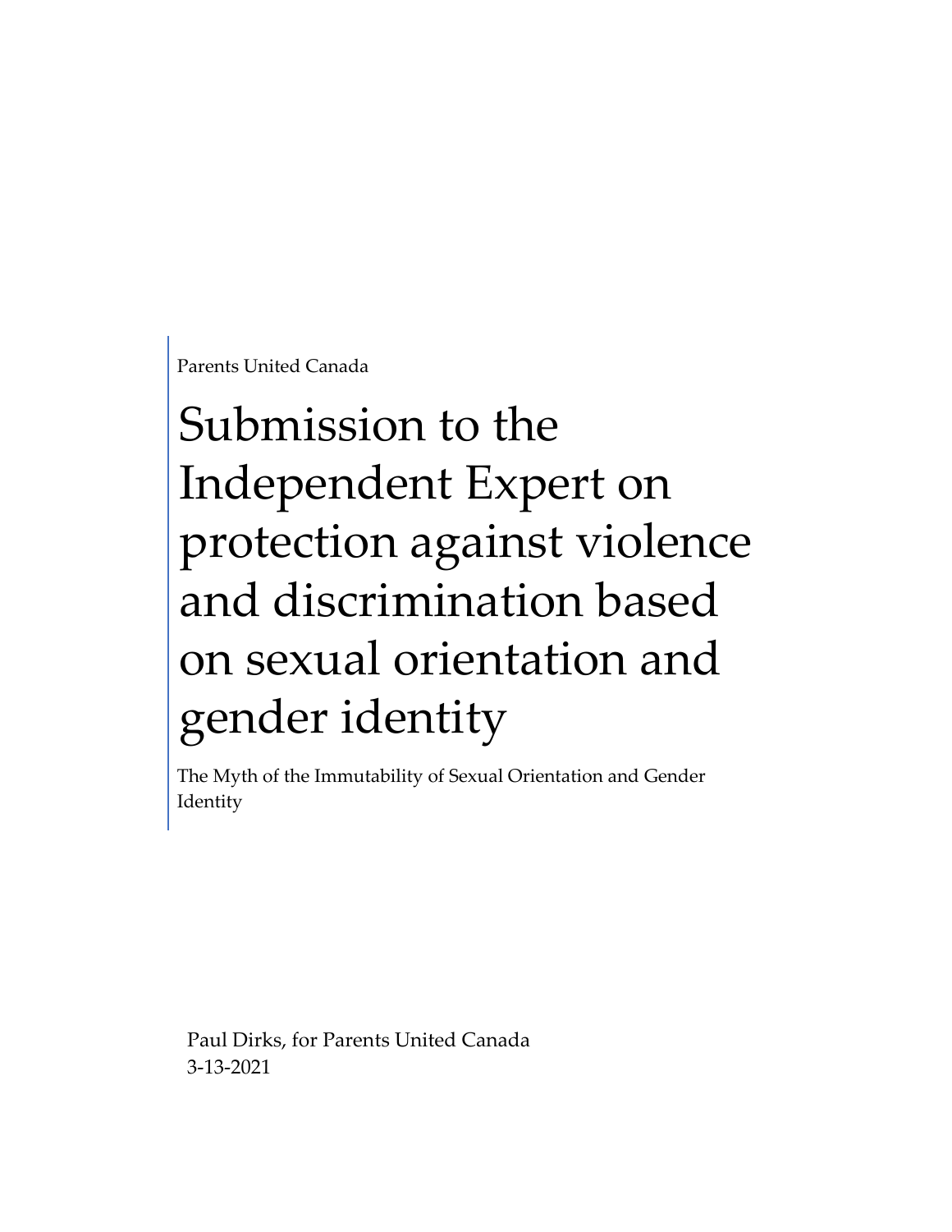Parents United Canada

# Submission to the Independent Expert on protection against violence and discrimination based on sexual orientation and gender identity

The Myth of the Immutability of Sexual Orientation and Gender Identity

Paul Dirks, for Parents United Canada
3-13-2021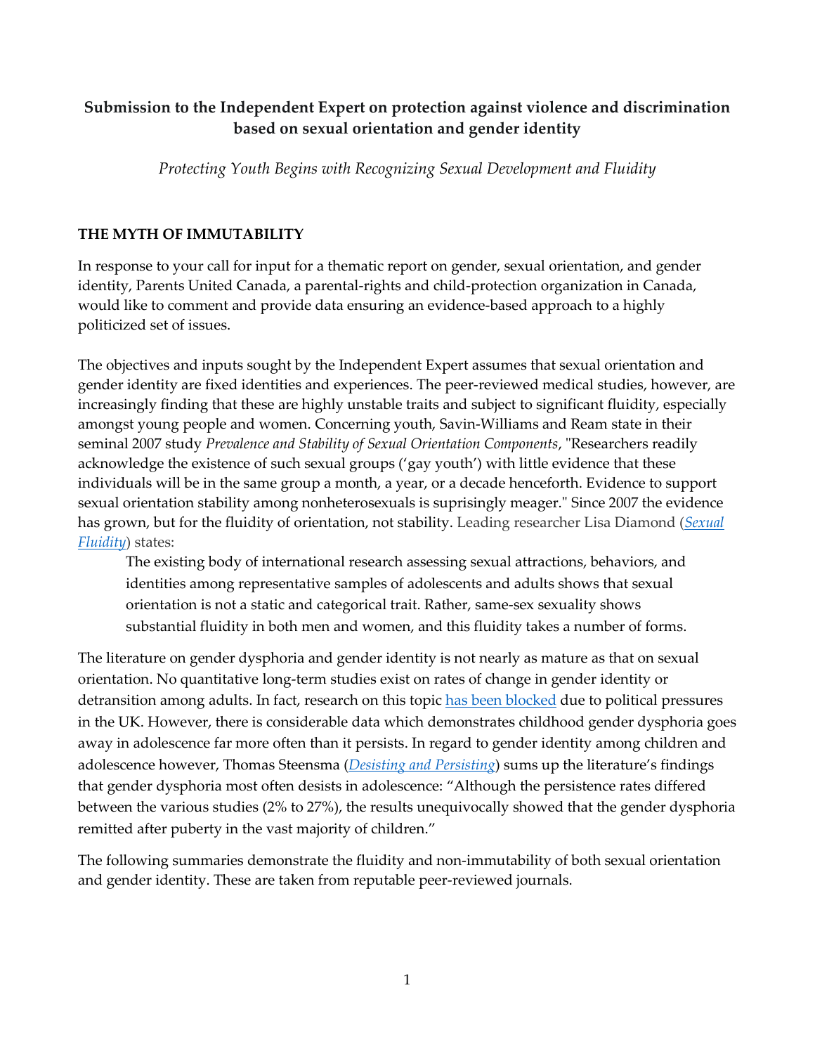**Submission to the Independent Expert on protection against violence and discrimination based on sexual orientation and gender identity**

*Protecting Youth Begins with Recognizing Sexual Development and Fluidity*

**THE MYTH OF IMMUTABILITY**

In response to your call for input for a thematic report on gender, sexual orientation, and gender identity, Parents United Canada, a parental-rights and child-protection organization in Canada, would like to comment and provide data ensuring an evidence-based approach to a highly politicized set of issues.

The objectives and inputs sought by the Independent Expert assumes that sexual orientation and gender identity are fixed identities and experiences. The peer-reviewed medical studies, however, are increasingly finding that these are highly unstable traits and subject to significant fluidity, especially amongst young people and women. Concerning youth, Savin-Williams and Ream state in their seminal 2007 study *Prevalence and Stability of Sexual Orientation Components*, "Researchers readily acknowledge the existence of such sexual groups ('gay youth') with little evidence that these individuals will be in the same group a month, a year, or a decade henceforth. Evidence to support sexual orientation stability among nonheterosexuals is suprisingly meager." Since 2007 the evidence has grown, but for the fluidity of orientation, not stability. Leading researcher Lisa Diamond (*Sexual Fluidity*) states:

> The existing body of international research assessing sexual attractions, behaviors, and identities among representative samples of adolescents and adults shows that sexual orientation is not a static and categorical trait. Rather, same-sex sexuality shows substantial fluidity in both men and women, and this fluidity takes a number of forms.

The literature on gender dysphoria and gender identity is not nearly as mature as that on sexual orientation. No quantitative long-term studies exist on rates of change in gender identity or detransition among adults. In fact, research on this topic has been blocked due to political pressures in the UK. However, there is considerable data which demonstrates childhood gender dysphoria goes away in adolescence far more often than it persists. In regard to gender identity among children and adolescence however, Thomas Steensma (*Desisting and Persisting*) sums up the literature's findings that gender dysphoria most often desists in adolescence: "Although the persistence rates differed between the various studies (2% to 27%), the results unequivocally showed that the gender dysphoria remitted after puberty in the vast majority of children."

The following summaries demonstrate the fluidity and non-immutability of both sexual orientation and gender identity. These are taken from reputable peer-reviewed journals.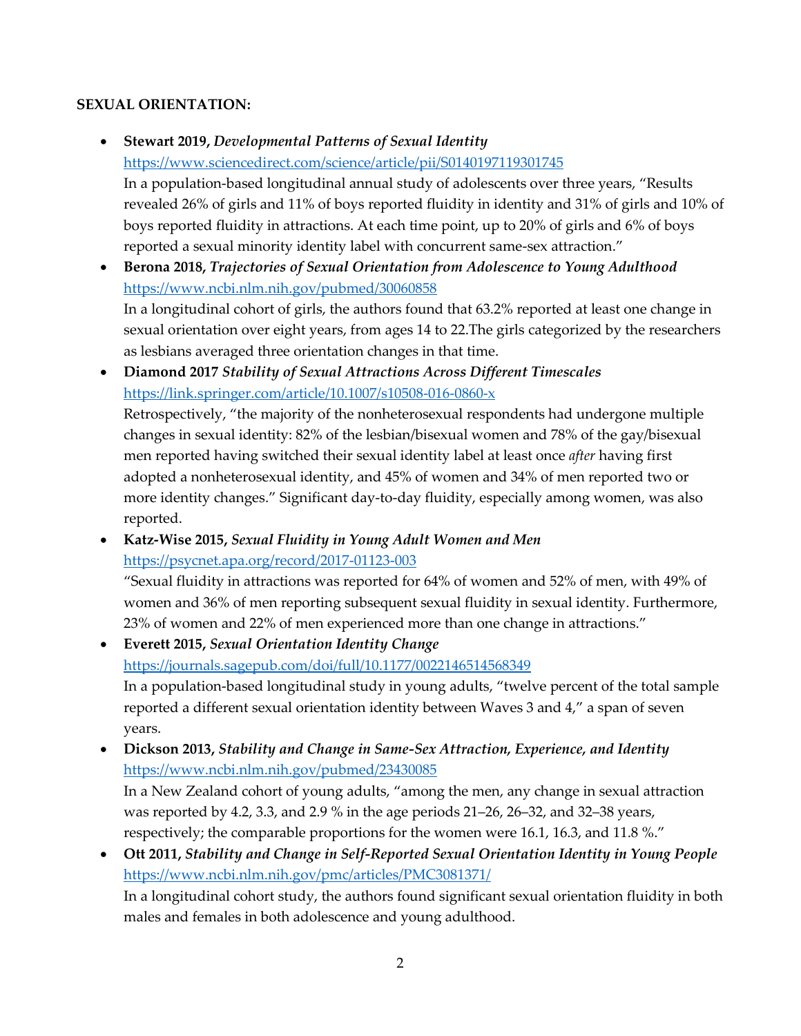**SEXUAL ORIENTATION:**

- **Stewart 2019,** ***Developmental Patterns of Sexual Identity***
  https://www.sciencedirect.com/science/article/pii/S0140197119301745
  In a population-based longitudinal annual study of adolescents over three years, "Results revealed 26% of girls and 11% of boys reported fluidity in identity and 31% of girls and 10% of boys reported fluidity in attractions. At each time point, up to 20% of girls and 6% of boys reported a sexual minority identity label with concurrent same-sex attraction."
- **Berona 2018,** ***Trajectories of Sexual Orientation from Adolescence to Young Adulthood***
  https://www.ncbi.nlm.nih.gov/pubmed/30060858
  In a longitudinal cohort of girls, the authors found that 63.2% reported at least one change in sexual orientation over eight years, from ages 14 to 22.The girls categorized by the researchers as lesbians averaged three orientation changes in that time.
- **Diamond 2017** ***Stability of Sexual Attractions Across Different Timescales***
  https://link.springer.com/article/10.1007/s10508-016-0860-x
  Retrospectively, "the majority of the nonheterosexual respondents had undergone multiple changes in sexual identity: 82% of the lesbian/bisexual women and 78% of the gay/bisexual men reported having switched their sexual identity label at least once *after* having first adopted a nonheterosexual identity, and 45% of women and 34% of men reported two or more identity changes." Significant day-to-day fluidity, especially among women, was also reported.
- **Katz-Wise 2015,** ***Sexual Fluidity in Young Adult Women and Men***
  https://psycnet.apa.org/record/2017-01123-003
  "Sexual fluidity in attractions was reported for 64% of women and 52% of men, with 49% of women and 36% of men reporting subsequent sexual fluidity in sexual identity. Furthermore, 23% of women and 22% of men experienced more than one change in attractions."
- **Everett 2015,** ***Sexual Orientation Identity Change***
  https://journals.sagepub.com/doi/full/10.1177/0022146514568349
  In a population-based longitudinal study in young adults, "twelve percent of the total sample reported a different sexual orientation identity between Waves 3 and 4," a span of seven years.
- **Dickson 2013,** ***Stability and Change in Same-Sex Attraction, Experience, and Identity***
  https://www.ncbi.nlm.nih.gov/pubmed/23430085
  In a New Zealand cohort of young adults, "among the men, any change in sexual attraction was reported by 4.2, 3.3, and 2.9 % in the age periods 21–26, 26–32, and 32–38 years, respectively; the comparable proportions for the women were 16.1, 16.3, and 11.8 %."
- **Ott 2011,** ***Stability and Change in Self-Reported Sexual Orientation Identity in Young People***
  https://www.ncbi.nlm.nih.gov/pmc/articles/PMC3081371/
  In a longitudinal cohort study, the authors found significant sexual orientation fluidity in both males and females in both adolescence and young adulthood.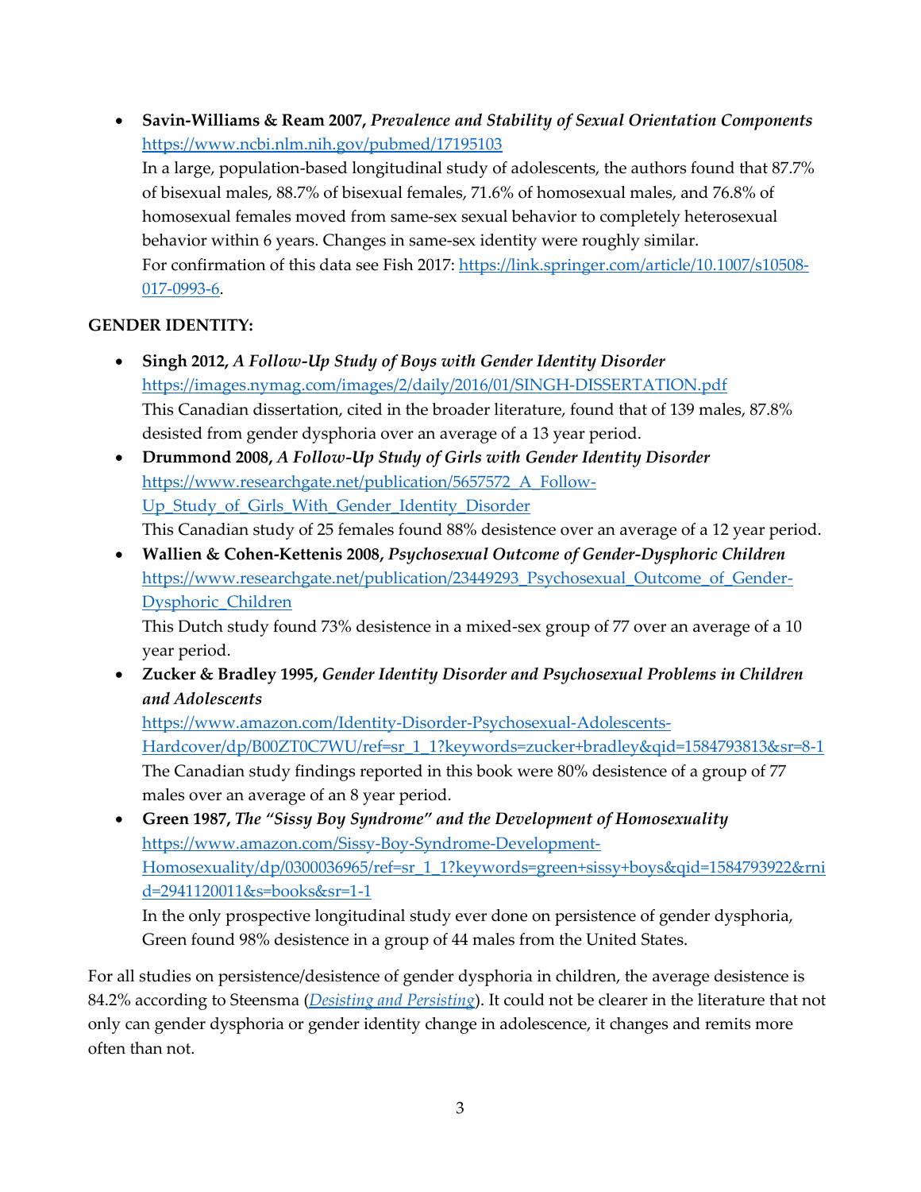- **Savin-Williams & Ream 2007,** ***Prevalence and Stability of Sexual Orientation Components***
  https://www.ncbi.nlm.nih.gov/pubmed/17195103
  In a large, population-based longitudinal study of adolescents, the authors found that 87.7% of bisexual males, 88.7% of bisexual females, 71.6% of homosexual males, and 76.8% of homosexual females moved from same-sex sexual behavior to completely heterosexual behavior within 6 years. Changes in same-sex identity were roughly similar.
  For confirmation of this data see Fish 2017: https://link.springer.com/article/10.1007/s10508-017-0993-6.

**GENDER IDENTITY:**

- **Singh 2012,** ***A Follow-Up Study of Boys with Gender Identity Disorder***
  https://images.nymag.com/images/2/daily/2016/01/SINGH-DISSERTATION.pdf
  This Canadian dissertation, cited in the broader literature, found that of 139 males, 87.8% desisted from gender dysphoria over an average of a 13 year period.
- **Drummond 2008,** ***A Follow-Up Study of Girls with Gender Identity Disorder***
  https://www.researchgate.net/publication/5657572_A_Follow-Up_Study_of_Girls_With_Gender_Identity_Disorder
  This Canadian study of 25 females found 88% desistence over an average of a 12 year period.
- **Wallien & Cohen-Kettenis 2008,** ***Psychosexual Outcome of Gender-Dysphoric Children***
  https://www.researchgate.net/publication/23449293_Psychosexual_Outcome_of_Gender-Dysphoric_Children
  This Dutch study found 73% desistence in a mixed-sex group of 77 over an average of a 10 year period.
- **Zucker & Bradley 1995,** ***Gender Identity Disorder and Psychosexual Problems in Children and Adolescents***
  https://www.amazon.com/Identity-Disorder-Psychosexual-Adolescents-Hardcover/dp/B00ZT0C7WU/ref=sr_1_1?keywords=zucker+bradley&qid=1584793813&sr=8-1
  The Canadian study findings reported in this book were 80% desistence of a group of 77 males over an average of an 8 year period.
- **Green 1987,** ***The "Sissy Boy Syndrome" and the Development of Homosexuality***
  https://www.amazon.com/Sissy-Boy-Syndrome-Development-Homosexuality/dp/0300036965/ref=sr_1_1?keywords=green+sissy+boys&qid=1584793922&rnid=2941120011&s=books&sr=1-1
  In the only prospective longitudinal study ever done on persistence of gender dysphoria, Green found 98% desistence in a group of 44 males from the United States.

For all studies on persistence/desistence of gender dysphoria in children, the average desistence is 84.2% according to Steensma (*Desisting and Persisting*). It could not be clearer in the literature that not only can gender dysphoria or gender identity change in adolescence, it changes and remits more often than not.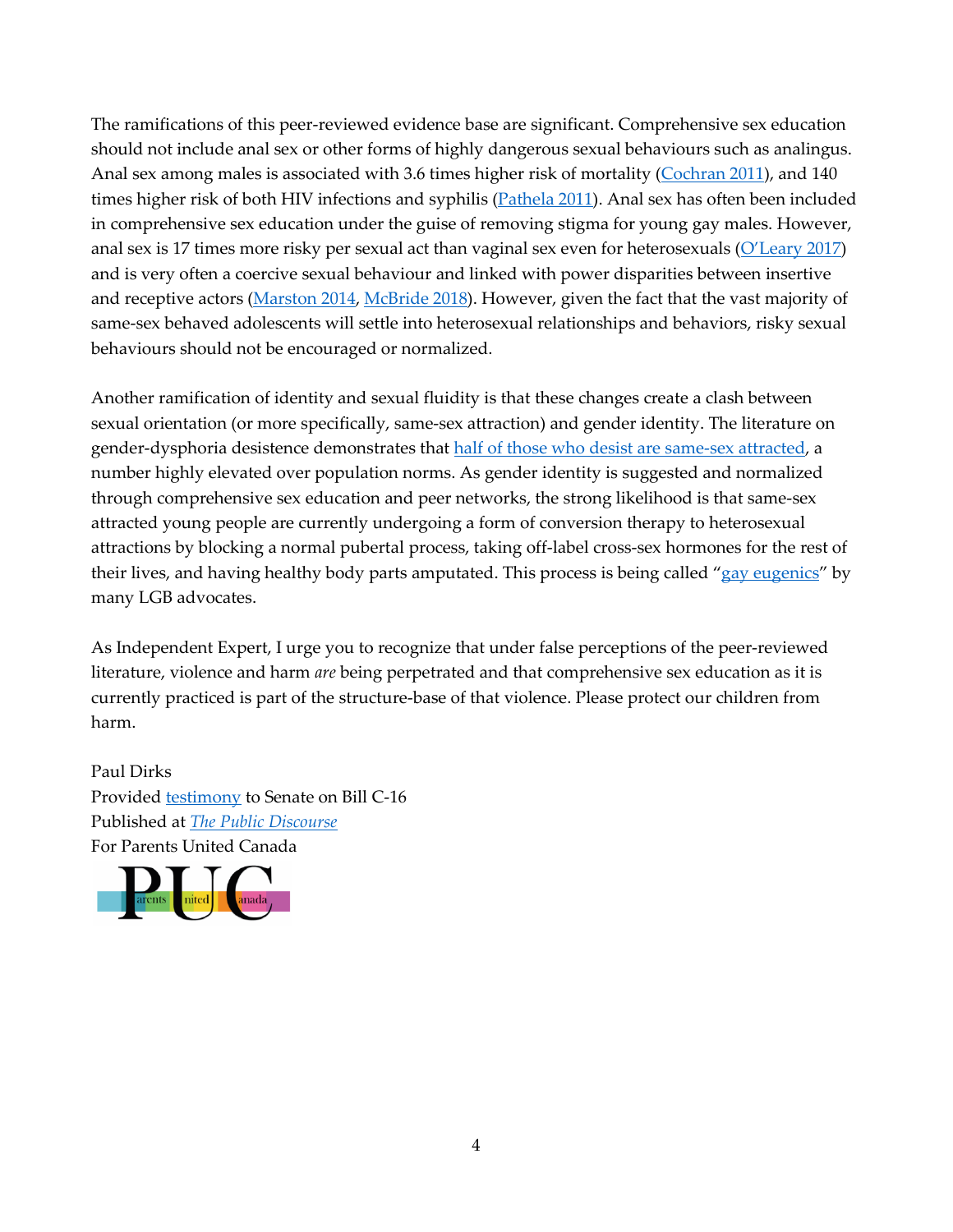The ramifications of this peer-reviewed evidence base are significant. Comprehensive sex education should not include anal sex or other forms of highly dangerous sexual behaviours such as analingus. Anal sex among males is associated with 3.6 times higher risk of mortality (Cochran 2011), and 140 times higher risk of both HIV infections and syphilis (Pathela 2011). Anal sex has often been included in comprehensive sex education under the guise of removing stigma for young gay males. However, anal sex is 17 times more risky per sexual act than vaginal sex even for heterosexuals (O'Leary 2017) and is very often a coercive sexual behaviour and linked with power disparities between insertive and receptive actors (Marston 2014, McBride 2018). However, given the fact that the vast majority of same-sex behaved adolescents will settle into heterosexual relationships and behaviors, risky sexual behaviours should not be encouraged or normalized.

Another ramification of identity and sexual fluidity is that these changes create a clash between sexual orientation (or more specifically, same-sex attraction) and gender identity. The literature on gender-dysphoria desistence demonstrates that half of those who desist are same-sex attracted, a number highly elevated over population norms. As gender identity is suggested and normalized through comprehensive sex education and peer networks, the strong likelihood is that same-sex attracted young people are currently undergoing a form of conversion therapy to heterosexual attractions by blocking a normal pubertal process, taking off-label cross-sex hormones for the rest of their lives, and having healthy body parts amputated. This process is being called "gay eugenics" by many LGB advocates.

As Independent Expert, I urge you to recognize that under false perceptions of the peer-reviewed literature, violence and harm *are* being perpetrated and that comprehensive sex education as it is currently practiced is part of the structure-base of that violence. Please protect our children from harm.

Paul Dirks  
Provided testimony to Senate on Bill C-16  
Published at *The Public Discourse*  
For Parents United Canada

PUC Parents United Canada